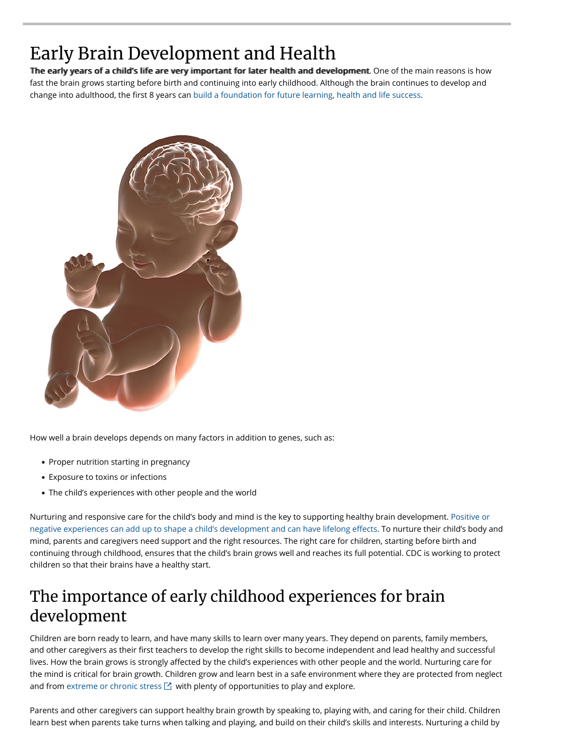# Early Brain Development and Health

**The early years of a child's life are very important for later health and development**. One of the main reasons is how fast the brain grows starting before birth and continuing into early childhood. Although the brain continues to develop and change into adulthood, the first 8 years can build a foundation for future learning, health and life success.

How well a brain develops depends on many factors in addition to genes, such as:

- Proper nutrition starting in pregnancy
- Exposure to toxins or infections
- The child's experiences with other people and the world

Nurturing and responsive care for the child's body and mind is the key to supporting healthy brain development. Positive or negative experiences can add up to shape a child's development and can have lifelong effects. To nurture their child's body and mind, parents and caregivers need support and the right resources. The right care for children, starting before birth and continuing through childhood, ensures that the child's brain grows well and reaches its full potential. CDC is working to protect children so that their brains have a healthy start.

## The importance of early childhood experiences for brain development

Children are born ready to learn, and have many skills to learn over many years. They depend on parents, family members, and other caregivers as their first teachers to develop the right skills to become independent and lead healthy and successful lives. How the brain grows is strongly affected by the child's experiences with other people and the world. Nurturing care for the mind is critical for brain growth. Children grow and learn best in a safe environment where they are protected from neglect and from extreme or chronic stress with plenty of opportunities to play and explore.

Parents and other caregivers can support healthy brain growth by speaking to, playing with, and caring for their child. Children learn best when parents take turns when talking and playing, and build on their child's skills and interests. Nurturing a child by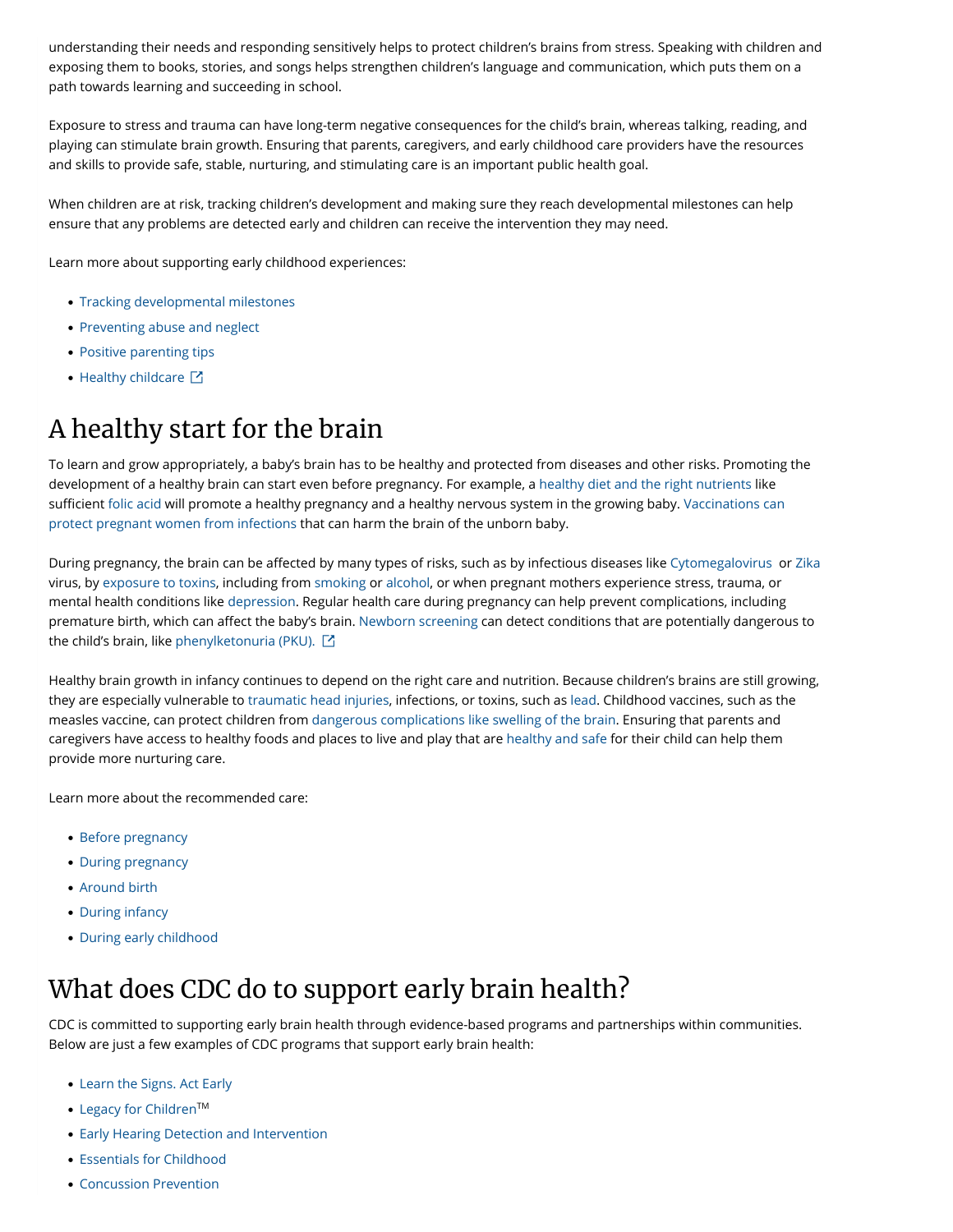understanding their needs and responding sensitively helps to protect children's brains from stress. Speaking with children and exposing them to books, stories, and songs helps strengthen children's language and communication, which puts them on a path towards learning and succeeding in school.

Exposure to stress and trauma can have long-term negative consequences for the child's brain, whereas talking, reading, and playing can stimulate brain growth. Ensuring that parents, caregivers, and early childhood care providers have the resources and skills to provide safe, stable, nurturing, and stimulating care is an important public health goal.

When children are at risk, tracking children's development and making sure they reach developmental milestones can help ensure that any problems are detected early and children can receive the intervention they may need.

Learn more about supporting early childhood experiences:

- Tracking developmental milestones
- Preventing abuse and neglect
- Positive parenting tips
- Healthy childcare

# A healthy start for the brain

To learn and grow appropriately, a baby's brain has to be healthy and protected from diseases and other risks. Promoting the development of a healthy brain can start even before pregnancy. For example, a healthy diet and the right nutrients like sufficient folic acid will promote a healthy pregnancy and a healthy nervous system in the growing baby. Vaccinations can protect pregnant women from infections that can harm the brain of the unborn baby.

During pregnancy, the brain can be affected by many types of risks, such as by infectious diseases like Cytomegalovirus or Zika virus, by exposure to toxins, including from smoking or alcohol, or when pregnant mothers experience stress, trauma, or mental health conditions like depression. Regular health care during pregnancy can help prevent complications, including premature birth, which can affect the baby's brain. Newborn screening can detect conditions that are potentially dangerous to the child's brain, like phenylketonuria (PKU).

Healthy brain growth in infancy continues to depend on the right care and nutrition. Because children's brains are still growing, they are especially vulnerable to traumatic head injuries, infections, or toxins, such as lead. Childhood vaccines, such as the measles vaccine, can protect children from dangerous complications like swelling of the brain. Ensuring that parents and caregivers have access to healthy foods and places to live and play that are healthy and safe for their child can help them provide more nurturing care.

Learn more about the recommended care:

- Before pregnancy
- During pregnancy
- Around birth
- During infancy
- During early childhood

# What does CDC do to support early brain health?

CDC is committed to supporting early brain health through evidence-based programs and partnerships within communities. Below are just a few examples of CDC programs that support early brain health:

- Learn the Signs. Act Early
- Legacy for Children™
- Early Hearing Detection and Intervention
- Essentials for Childhood
- Concussion Prevention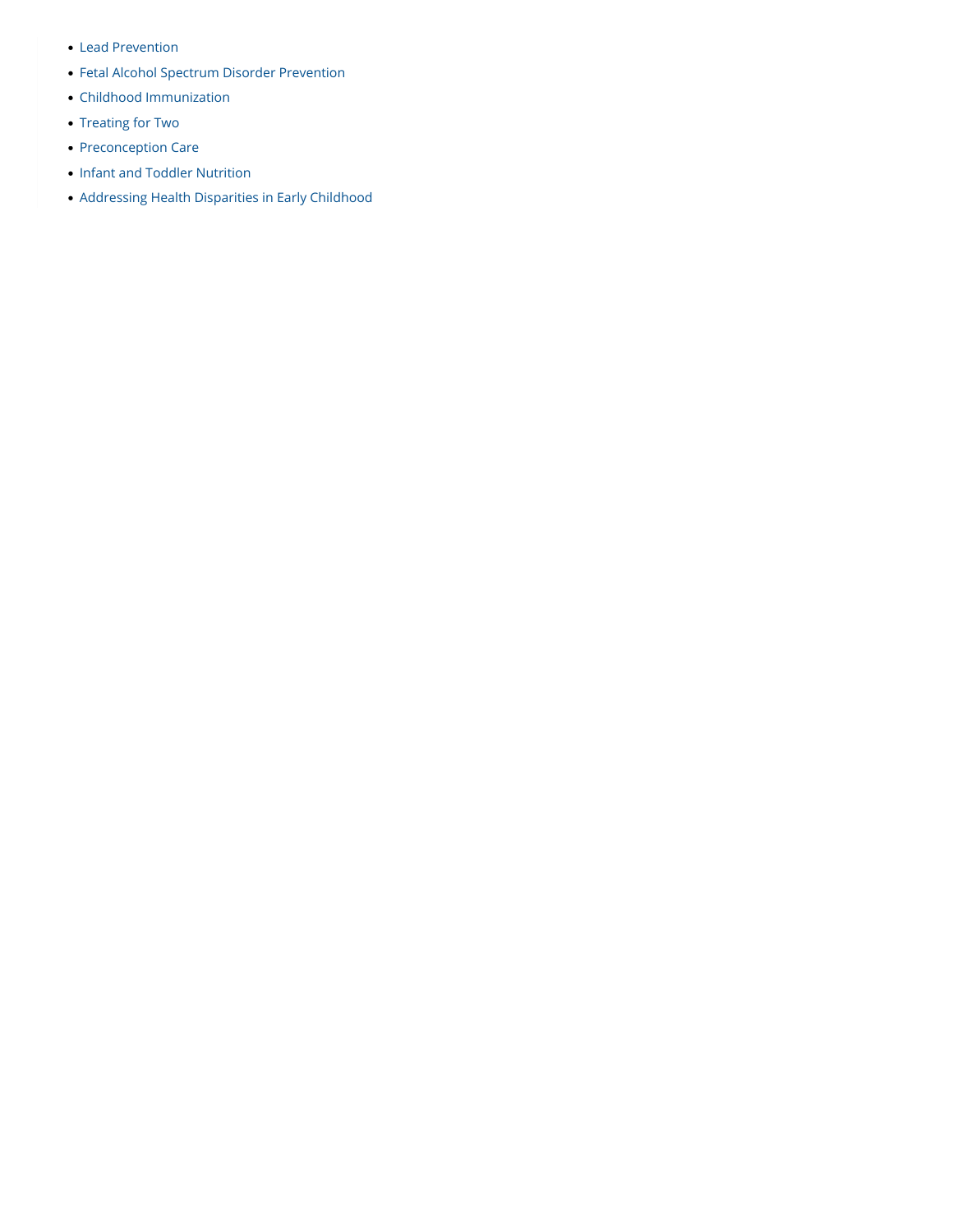- Lead Prevention
- Fetal Alcohol Spectrum Disorder Prevention
- Childhood Immunization
- Treating for Two
- Preconception Care
- Infant and Toddler Nutrition
- Addressing Health Disparities in Early Childhood